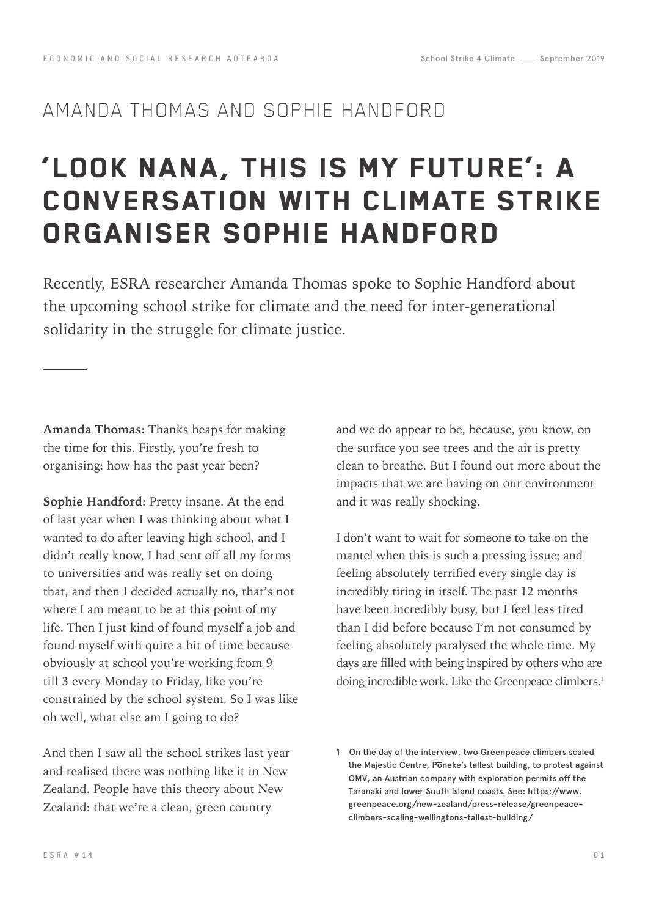AMANDA THOMAS AND SOPHIE HANDFORD

# 'LOOK NANA, THIS IS MY FUTURE': A CONVERSATION WITH CLIMATE STRIKE ORGANISER SOPHIE HANDFORD

Recently, ESRA researcher Amanda Thomas spoke to Sophie Handford about the upcoming school strike for climate and the need for inter-generational solidarity in the struggle for climate justice.

**Amanda Thomas:** Thanks heaps for making the time for this. Firstly, you're fresh to organising: how has the past year been?

**Sophie Handford:** Pretty insane. At the end of last year when I was thinking about what I wanted to do after leaving high school, and I didn't really know, I had sent off all my forms to universities and was really set on doing that, and then I decided actually no, that's not where I am meant to be at this point of my life. Then I just kind of found myself a job and found myself with quite a bit of time because obviously at school you're working from 9 till 3 every Monday to Friday, like you're constrained by the school system. So I was like oh well, what else am I going to do?

And then I saw all the school strikes last year and realised there was nothing like it in New Zealand. People have this theory about New Zealand: that we're a clean, green country and we do appear to be, because, you know, on the surface you see trees and the air is pretty clean to breathe. But I found out more about the impacts that we are having on our environment and it was really shocking.

I don't want to wait for someone to take on the mantel when this is such a pressing issue; and feeling absolutely terrified every single day is incredibly tiring in itself. The past 12 months have been incredibly busy, but I feel less tired than I did before because I'm not consumed by feeling absolutely paralysed the whole time. My days are filled with being inspired by others who are doing incredible work. Like the Greenpeace climbers.[1]

[1] On the day of the interview, two Greenpeace climbers scaled the Majestic Centre, Pōneke's tallest building, to protest against OMV, an Austrian company with exploration permits off the Taranaki and lower South Island coasts. See: https://www.greenpeace.org/new-zealand/press-release/greenpeace-climbers-scaling-wellingtons-tallest-building/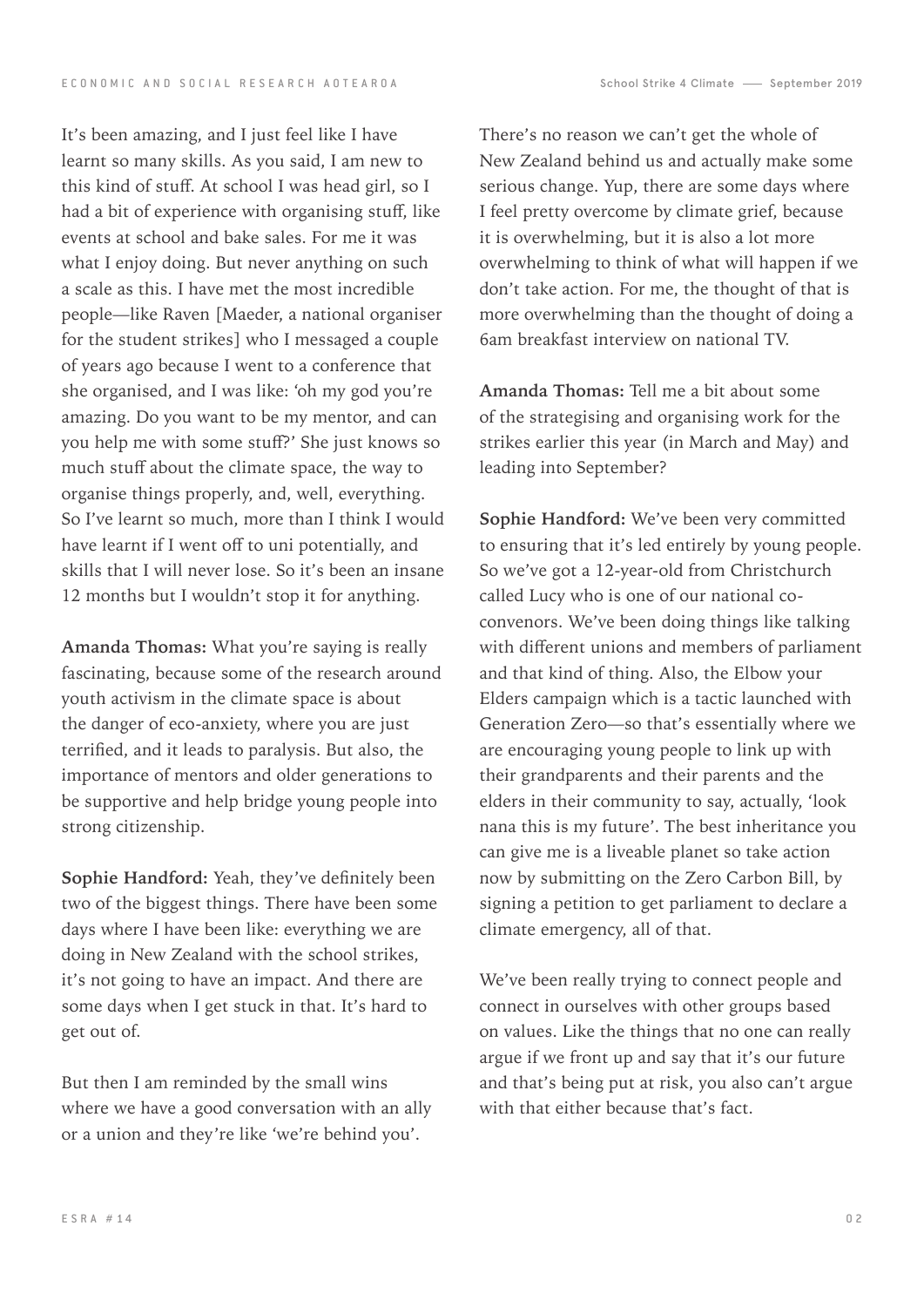It's been amazing, and I just feel like I have learnt so many skills. As you said, I am new to this kind of stuff. At school I was head girl, so I had a bit of experience with organising stuff, like events at school and bake sales. For me it was what I enjoy doing. But never anything on such a scale as this. I have met the most incredible people—like Raven [Maeder, a national organiser for the student strikes] who I messaged a couple of years ago because I went to a conference that she organised, and I was like: 'oh my god you're amazing. Do you want to be my mentor, and can you help me with some stuff?' She just knows so much stuff about the climate space, the way to organise things properly, and, well, everything. So I've learnt so much, more than I think I would have learnt if I went off to uni potentially, and skills that I will never lose. So it's been an insane 12 months but I wouldn't stop it for anything.

**Amanda Thomas:** What you're saying is really fascinating, because some of the research around youth activism in the climate space is about the danger of eco-anxiety, where you are just terrified, and it leads to paralysis. But also, the importance of mentors and older generations to be supportive and help bridge young people into strong citizenship.

**Sophie Handford:** Yeah, they've definitely been two of the biggest things. There have been some days where I have been like: everything we are doing in New Zealand with the school strikes, it's not going to have an impact. And there are some days when I get stuck in that. It's hard to get out of.

But then I am reminded by the small wins where we have a good conversation with an ally or a union and they're like 'we're behind you'. There's no reason we can't get the whole of New Zealand behind us and actually make some serious change. Yup, there are some days where I feel pretty overcome by climate grief, because it is overwhelming, but it is also a lot more overwhelming to think of what will happen if we don't take action. For me, the thought of that is more overwhelming than the thought of doing a 6am breakfast interview on national TV.

**Amanda Thomas:** Tell me a bit about some of the strategising and organising work for the strikes earlier this year (in March and May) and leading into September?

**Sophie Handford:** We've been very committed to ensuring that it's led entirely by young people. So we've got a 12-year-old from Christchurch called Lucy who is one of our national co-convenors. We've been doing things like talking with different unions and members of parliament and that kind of thing. Also, the Elbow your Elders campaign which is a tactic launched with Generation Zero—so that's essentially where we are encouraging young people to link up with their grandparents and their parents and the elders in their community to say, actually, 'look nana this is my future'. The best inheritance you can give me is a liveable planet so take action now by submitting on the Zero Carbon Bill, by signing a petition to get parliament to declare a climate emergency, all of that.

We've been really trying to connect people and connect in ourselves with other groups based on values. Like the things that no one can really argue if we front up and say that it's our future and that's being put at risk, you also can't argue with that either because that's fact.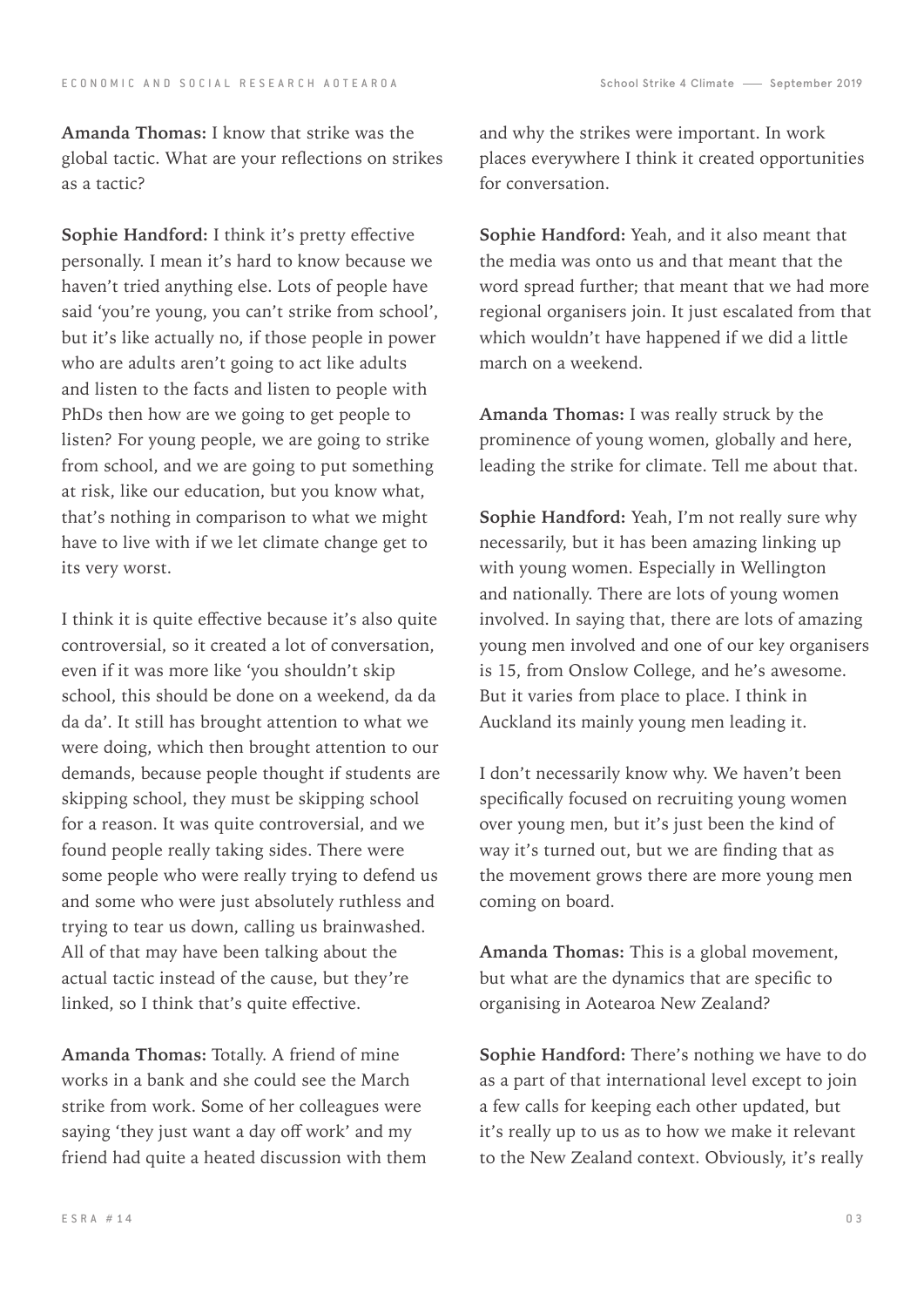**Amanda Thomas:** I know that strike was the global tactic. What are your reflections on strikes as a tactic?

**Sophie Handford:** I think it's pretty effective personally. I mean it's hard to know because we haven't tried anything else. Lots of people have said 'you're young, you can't strike from school', but it's like actually no, if those people in power who are adults aren't going to act like adults and listen to the facts and listen to people with PhDs then how are we going to get people to listen? For young people, we are going to strike from school, and we are going to put something at risk, like our education, but you know what, that's nothing in comparison to what we might have to live with if we let climate change get to its very worst.

I think it is quite effective because it's also quite controversial, so it created a lot of conversation, even if it was more like 'you shouldn't skip school, this should be done on a weekend, da da da da'. It still has brought attention to what we were doing, which then brought attention to our demands, because people thought if students are skipping school, they must be skipping school for a reason. It was quite controversial, and we found people really taking sides. There were some people who were really trying to defend us and some who were just absolutely ruthless and trying to tear us down, calling us brainwashed. All of that may have been talking about the actual tactic instead of the cause, but they're linked, so I think that's quite effective.

**Amanda Thomas:** Totally. A friend of mine works in a bank and she could see the March strike from work. Some of her colleagues were saying 'they just want a day off work' and my friend had quite a heated discussion with them and why the strikes were important. In work places everywhere I think it created opportunities for conversation.

**Sophie Handford:** Yeah, and it also meant that the media was onto us and that meant that the word spread further; that meant that we had more regional organisers join. It just escalated from that which wouldn't have happened if we did a little march on a weekend.

**Amanda Thomas:** I was really struck by the prominence of young women, globally and here, leading the strike for climate. Tell me about that.

**Sophie Handford:** Yeah, I'm not really sure why necessarily, but it has been amazing linking up with young women. Especially in Wellington and nationally. There are lots of young women involved. In saying that, there are lots of amazing young men involved and one of our key organisers is 15, from Onslow College, and he's awesome. But it varies from place to place. I think in Auckland its mainly young men leading it.

I don't necessarily know why. We haven't been specifically focused on recruiting young women over young men, but it's just been the kind of way it's turned out, but we are finding that as the movement grows there are more young men coming on board.

**Amanda Thomas:** This is a global movement, but what are the dynamics that are specific to organising in Aotearoa New Zealand?

**Sophie Handford:** There's nothing we have to do as a part of that international level except to join a few calls for keeping each other updated, but it's really up to us as to how we make it relevant to the New Zealand context. Obviously, it's really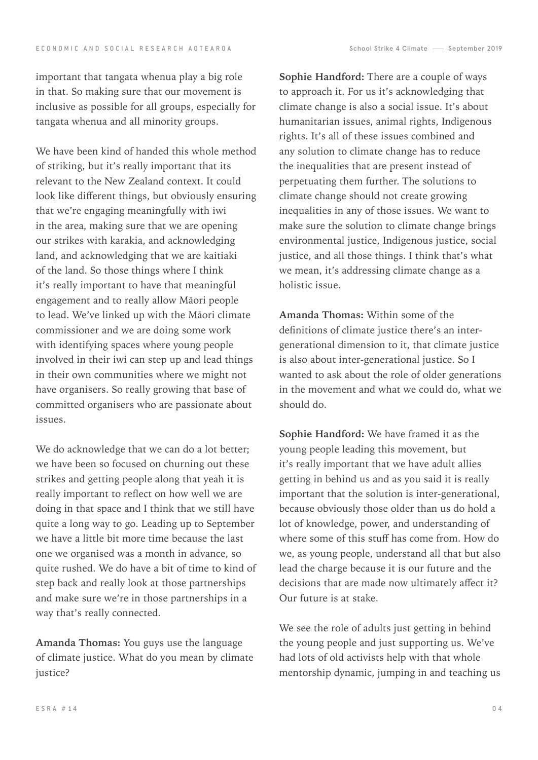important that tangata whenua play a big role in that. So making sure that our movement is inclusive as possible for all groups, especially for tangata whenua and all minority groups.

We have been kind of handed this whole method of striking, but it's really important that its relevant to the New Zealand context. It could look like different things, but obviously ensuring that we're engaging meaningfully with iwi in the area, making sure that we are opening our strikes with karakia, and acknowledging land, and acknowledging that we are kaitiaki of the land. So those things where I think it's really important to have that meaningful engagement and to really allow Māori people to lead. We've linked up with the Māori climate commissioner and we are doing some work with identifying spaces where young people involved in their iwi can step up and lead things in their own communities where we might not have organisers. So really growing that base of committed organisers who are passionate about issues.

We do acknowledge that we can do a lot better; we have been so focused on churning out these strikes and getting people along that yeah it is really important to reflect on how well we are doing in that space and I think that we still have quite a long way to go. Leading up to September we have a little bit more time because the last one we organised was a month in advance, so quite rushed. We do have a bit of time to kind of step back and really look at those partnerships and make sure we're in those partnerships in a way that's really connected.

**Amanda Thomas:** You guys use the language of climate justice. What do you mean by climate justice?

**Sophie Handford:** There are a couple of ways to approach it. For us it's acknowledging that climate change is also a social issue. It's about humanitarian issues, animal rights, Indigenous rights. It's all of these issues combined and any solution to climate change has to reduce the inequalities that are present instead of perpetuating them further. The solutions to climate change should not create growing inequalities in any of those issues. We want to make sure the solution to climate change brings environmental justice, Indigenous justice, social justice, and all those things. I think that's what we mean, it's addressing climate change as a holistic issue.

**Amanda Thomas:** Within some of the definitions of climate justice there's an inter-generational dimension to it, that climate justice is also about inter-generational justice. So I wanted to ask about the role of older generations in the movement and what we could do, what we should do.

**Sophie Handford:** We have framed it as the young people leading this movement, but it's really important that we have adult allies getting in behind us and as you said it is really important that the solution is inter-generational, because obviously those older than us do hold a lot of knowledge, power, and understanding of where some of this stuff has come from. How do we, as young people, understand all that but also lead the charge because it is our future and the decisions that are made now ultimately affect it? Our future is at stake.

We see the role of adults just getting in behind the young people and just supporting us. We've had lots of old activists help with that whole mentorship dynamic, jumping in and teaching us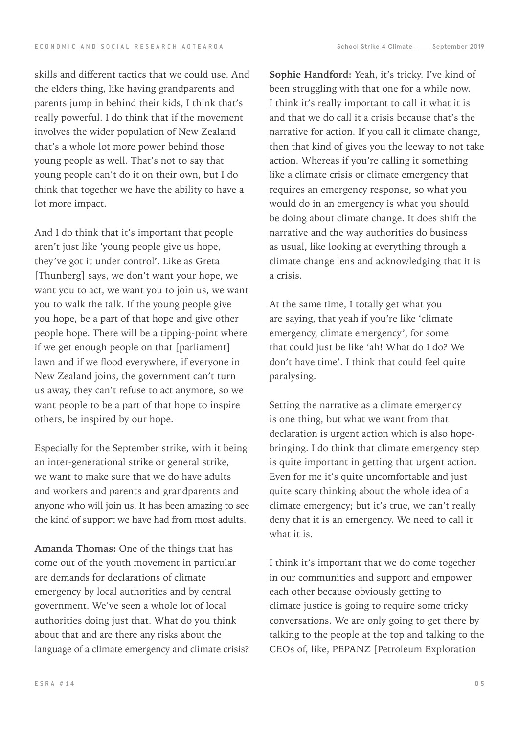skills and different tactics that we could use. And the elders thing, like having grandparents and parents jump in behind their kids, I think that's really powerful. I do think that if the movement involves the wider population of New Zealand that's a whole lot more power behind those young people as well. That's not to say that young people can't do it on their own, but I do think that together we have the ability to have a lot more impact.

And I do think that it's important that people aren't just like 'young people give us hope, they've got it under control'. Like as Greta [Thunberg] says, we don't want your hope, we want you to act, we want you to join us, we want you to walk the talk. If the young people give you hope, be a part of that hope and give other people hope. There will be a tipping-point where if we get enough people on that [parliament] lawn and if we flood everywhere, if everyone in New Zealand joins, the government can't turn us away, they can't refuse to act anymore, so we want people to be a part of that hope to inspire others, be inspired by our hope.

Especially for the September strike, with it being an inter-generational strike or general strike, we want to make sure that we do have adults and workers and parents and grandparents and anyone who will join us. It has been amazing to see the kind of support we have had from most adults.

**Amanda Thomas:** One of the things that has come out of the youth movement in particular are demands for declarations of climate emergency by local authorities and by central government. We've seen a whole lot of local authorities doing just that. What do you think about that and are there any risks about the language of a climate emergency and climate crisis?

**Sophie Handford:** Yeah, it's tricky. I've kind of been struggling with that one for a while now. I think it's really important to call it what it is and that we do call it a crisis because that's the narrative for action. If you call it climate change, then that kind of gives you the leeway to not take action. Whereas if you're calling it something like a climate crisis or climate emergency that requires an emergency response, so what you would do in an emergency is what you should be doing about climate change. It does shift the narrative and the way authorities do business as usual, like looking at everything through a climate change lens and acknowledging that it is a crisis.

At the same time, I totally get what you are saying, that yeah if you're like 'climate emergency, climate emergency', for some that could just be like 'ah! What do I do? We don't have time'. I think that could feel quite paralysing.

Setting the narrative as a climate emergency is one thing, but what we want from that declaration is urgent action which is also hope-bringing. I do think that climate emergency step is quite important in getting that urgent action. Even for me it's quite uncomfortable and just quite scary thinking about the whole idea of a climate emergency; but it's true, we can't really deny that it is an emergency. We need to call it what it is.

I think it's important that we do come together in our communities and support and empower each other because obviously getting to climate justice is going to require some tricky conversations. We are only going to get there by talking to the people at the top and talking to the CEOs of, like, PEPANZ [Petroleum Exploration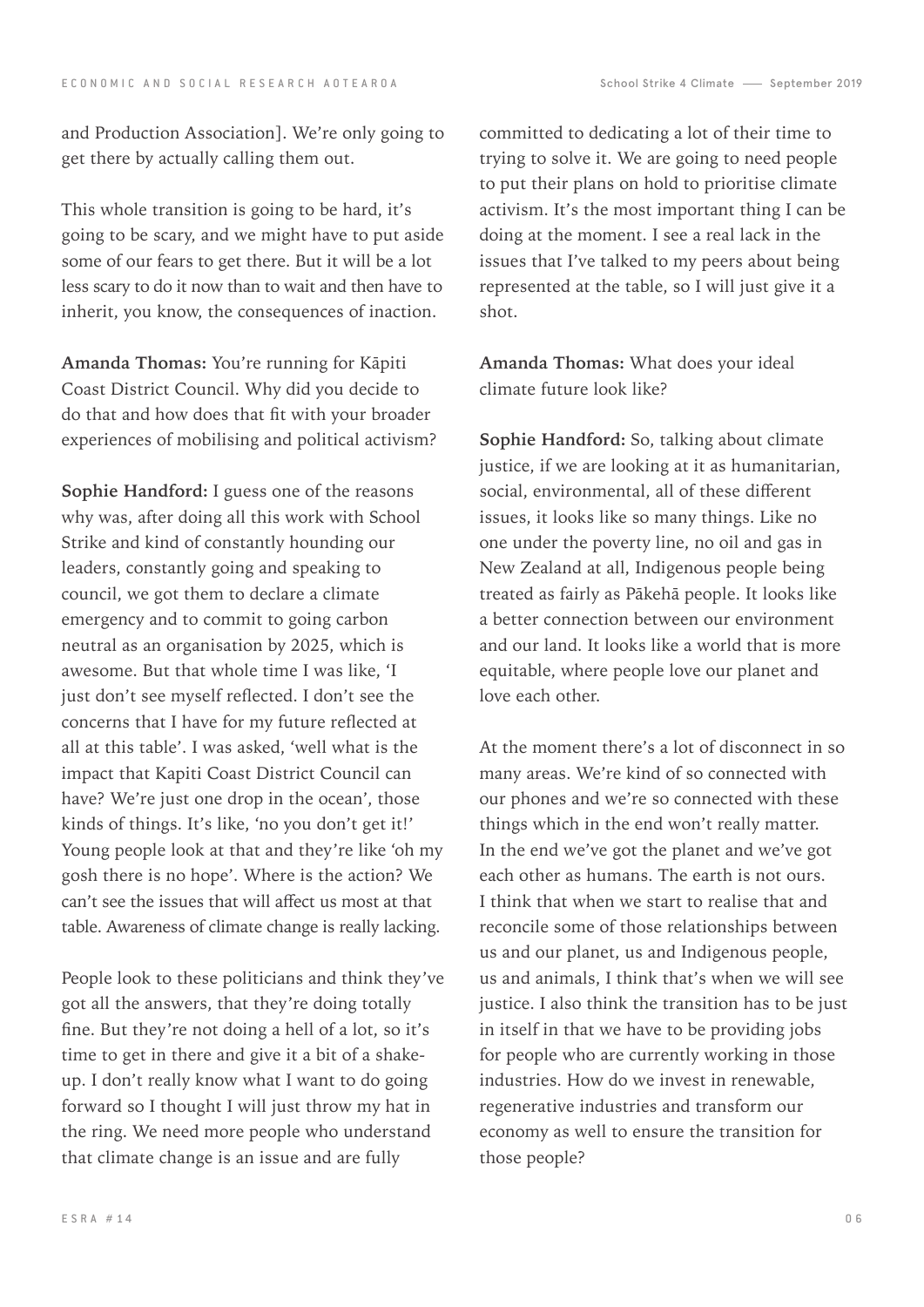and Production Association]. We're only going to get there by actually calling them out.

This whole transition is going to be hard, it's going to be scary, and we might have to put aside some of our fears to get there. But it will be a lot less scary to do it now than to wait and then have to inherit, you know, the consequences of inaction.

**Amanda Thomas:** You're running for Kāpiti Coast District Council. Why did you decide to do that and how does that fit with your broader experiences of mobilising and political activism?

**Sophie Handford:** I guess one of the reasons why was, after doing all this work with School Strike and kind of constantly hounding our leaders, constantly going and speaking to council, we got them to declare a climate emergency and to commit to going carbon neutral as an organisation by 2025, which is awesome. But that whole time I was like, 'I just don't see myself reflected. I don't see the concerns that I have for my future reflected at all at this table'. I was asked, 'well what is the impact that Kapiti Coast District Council can have? We're just one drop in the ocean', those kinds of things. It's like, 'no you don't get it!' Young people look at that and they're like 'oh my gosh there is no hope'. Where is the action? We can't see the issues that will affect us most at that table. Awareness of climate change is really lacking.

People look to these politicians and think they've got all the answers, that they're doing totally fine. But they're not doing a hell of a lot, so it's time to get in there and give it a bit of a shake-up. I don't really know what I want to do going forward so I thought I will just throw my hat in the ring. We need more people who understand that climate change is an issue and are fully committed to dedicating a lot of their time to trying to solve it. We are going to need people to put their plans on hold to prioritise climate activism. It's the most important thing I can be doing at the moment. I see a real lack in the issues that I've talked to my peers about being represented at the table, so I will just give it a shot.

**Amanda Thomas:** What does your ideal climate future look like?

**Sophie Handford:** So, talking about climate justice, if we are looking at it as humanitarian, social, environmental, all of these different issues, it looks like so many things. Like no one under the poverty line, no oil and gas in New Zealand at all, Indigenous people being treated as fairly as Pākehā people. It looks like a better connection between our environment and our land. It looks like a world that is more equitable, where people love our planet and love each other.

At the moment there's a lot of disconnect in so many areas. We're kind of so connected with our phones and we're so connected with these things which in the end won't really matter. In the end we've got the planet and we've got each other as humans. The earth is not ours. I think that when we start to realise that and reconcile some of those relationships between us and our planet, us and Indigenous people, us and animals, I think that's when we will see justice. I also think the transition has to be just in itself in that we have to be providing jobs for people who are currently working in those industries. How do we invest in renewable, regenerative industries and transform our economy as well to ensure the transition for those people?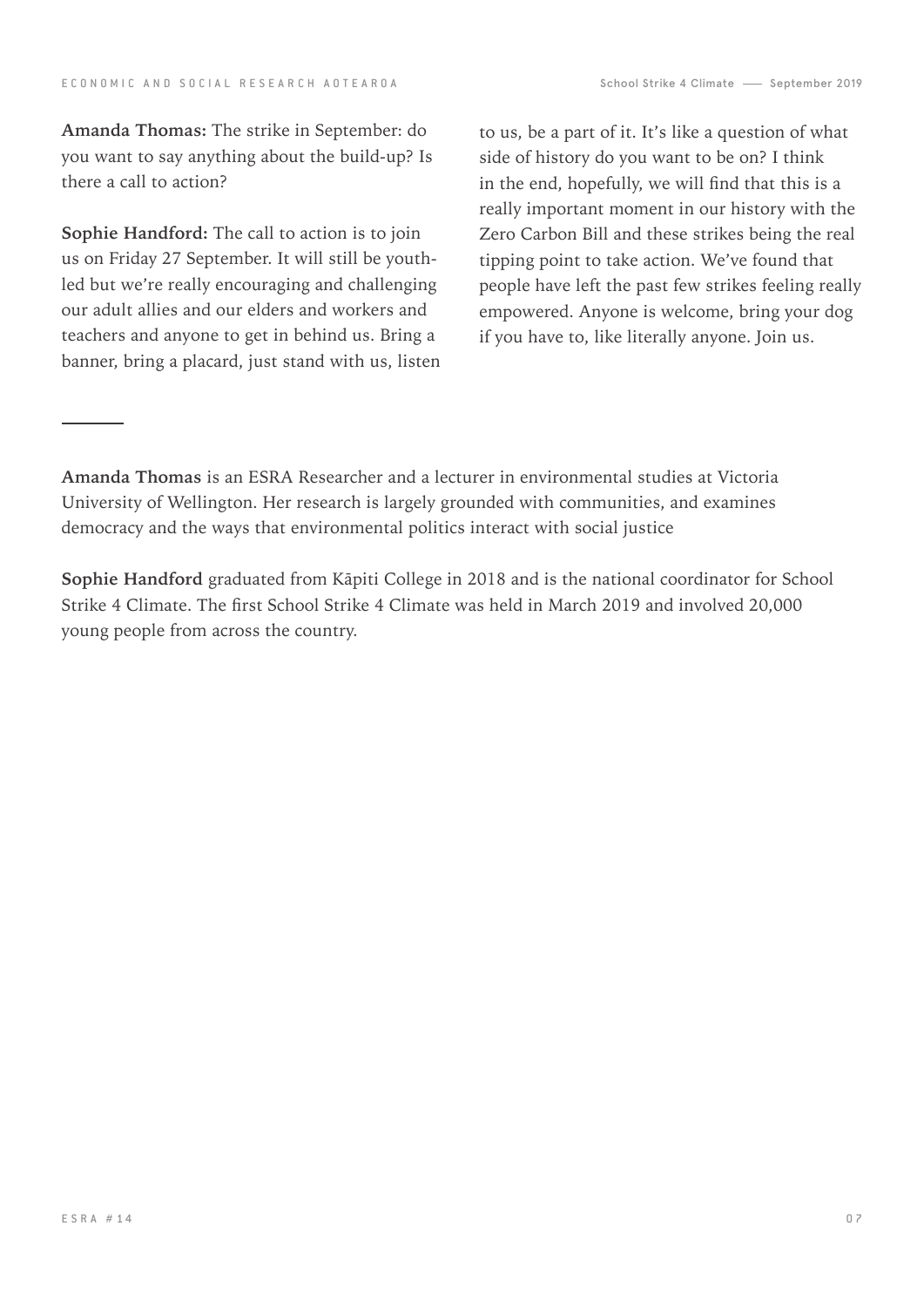**Amanda Thomas:** The strike in September: do you want to say anything about the build-up? Is there a call to action?

**Sophie Handford:** The call to action is to join us on Friday 27 September. It will still be youth-led but we're really encouraging and challenging our adult allies and our elders and workers and teachers and anyone to get in behind us. Bring a banner, bring a placard, just stand with us, listen to us, be a part of it. It's like a question of what side of history do you want to be on? I think in the end, hopefully, we will find that this is a really important moment in our history with the Zero Carbon Bill and these strikes being the real tipping point to take action. We've found that people have left the past few strikes feeling really empowered. Anyone is welcome, bring your dog if you have to, like literally anyone. Join us.

---

**Amanda Thomas** is an ESRA Researcher and a lecturer in environmental studies at Victoria University of Wellington. Her research is largely grounded with communities, and examines democracy and the ways that environmental politics interact with social justice

**Sophie Handford** graduated from Kāpiti College in 2018 and is the national coordinator for School Strike 4 Climate. The first School Strike 4 Climate was held in March 2019 and involved 20,000 young people from across the country.